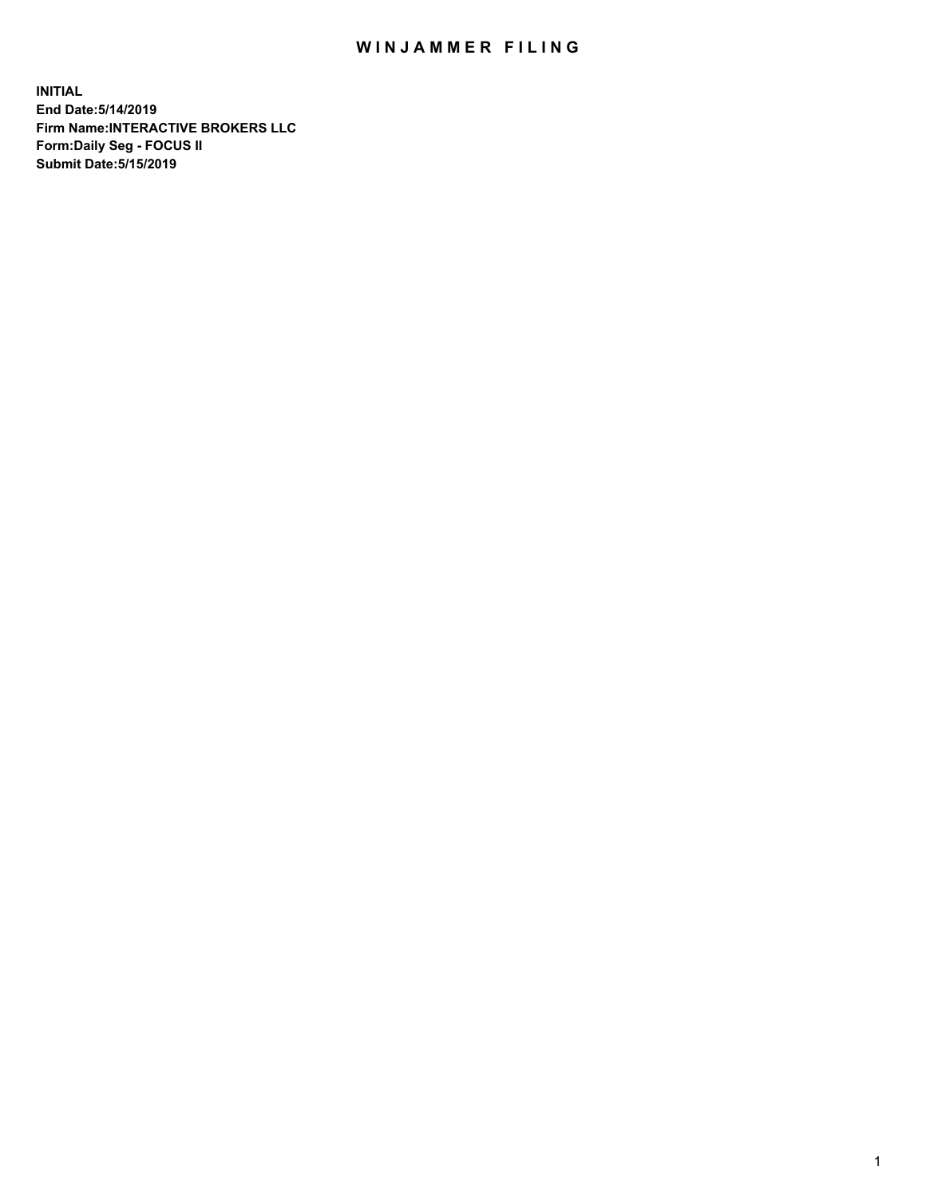# WINJAMMER FILING

**INITIAL**
**End Date:5/14/2019**
**Firm Name:INTERACTIVE BROKERS LLC**
**Form:Daily Seg - FOCUS II**
**Submit Date:5/15/2019**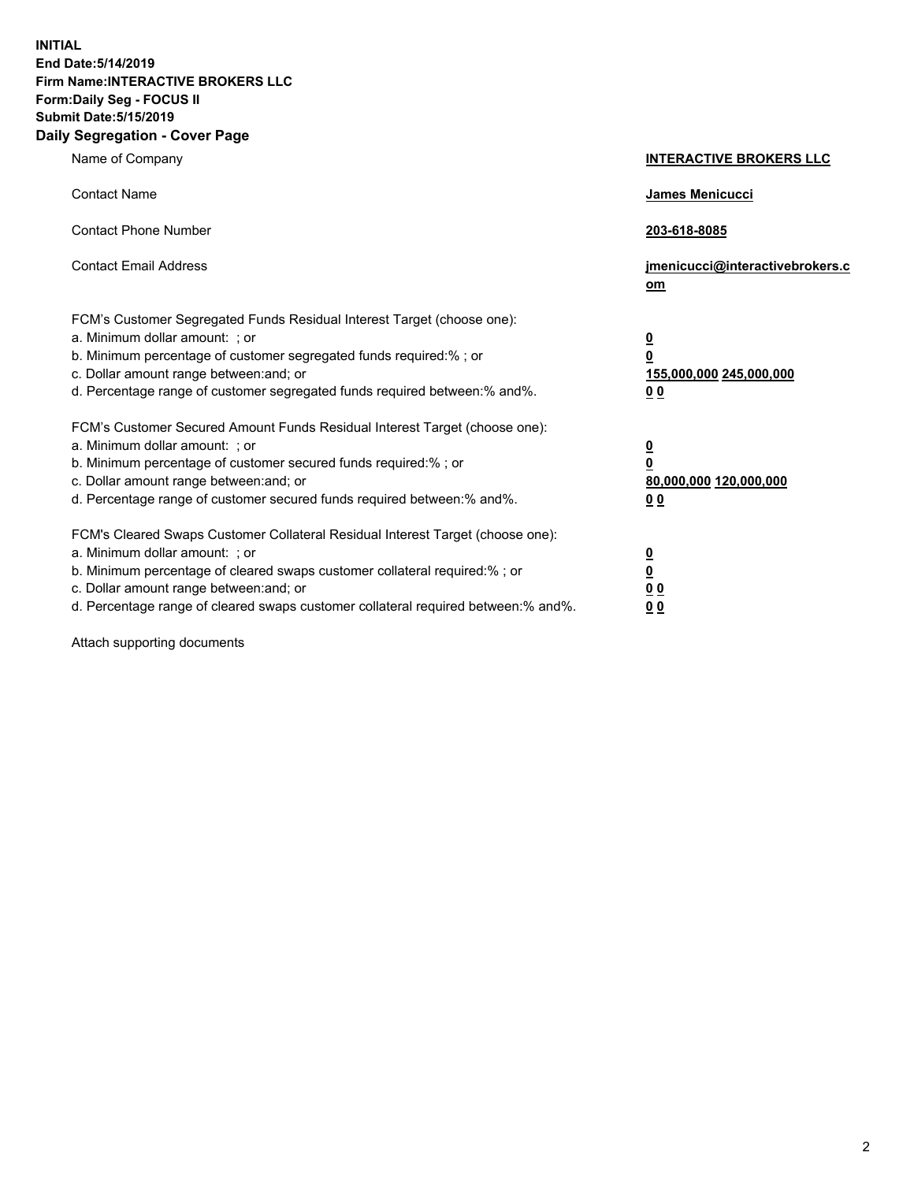**INITIAL**
**End Date:5/14/2019**
**Firm Name:INTERACTIVE BROKERS LLC**
**Form:Daily Seg - FOCUS II**
**Submit Date:5/15/2019**
**Daily Segregation - Cover Page**

| | |
|---|---|
| Name of Company | **INTERACTIVE BROKERS LLC** |
| Contact Name | **James Menicucci** |
| Contact Phone Number | **203-618-8085** |
| Contact Email Address | **jmenicucci@interactivebrokers.com** |

FCM's Customer Segregated Funds Residual Interest Target (choose one):

| | |
|---|---|
| a. Minimum dollar amount: ; or | **0** |
| b. Minimum percentage of customer segregated funds required:% ; or | **0** |
| c. Dollar amount range between:and; or | **155,000,000 245,000,000** |
| d. Percentage range of customer segregated funds required between:% and%. | **0 0** |

FCM's Customer Secured Amount Funds Residual Interest Target (choose one):

| | |
|---|---|
| a. Minimum dollar amount: ; or | **0** |
| b. Minimum percentage of customer secured funds required:% ; or | **0** |
| c. Dollar amount range between:and; or | **80,000,000 120,000,000** |
| d. Percentage range of customer secured funds required between:% and%. | **0 0** |

FCM's Cleared Swaps Customer Collateral Residual Interest Target (choose one):

| | |
|---|---|
| a. Minimum dollar amount: ; or | **0** |
| b. Minimum percentage of cleared swaps customer collateral required:% ; or | **0** |
| c. Dollar amount range between:and; or | **0 0** |
| d. Percentage range of cleared swaps customer collateral required between:% and%. | **0 0** |

Attach supporting documents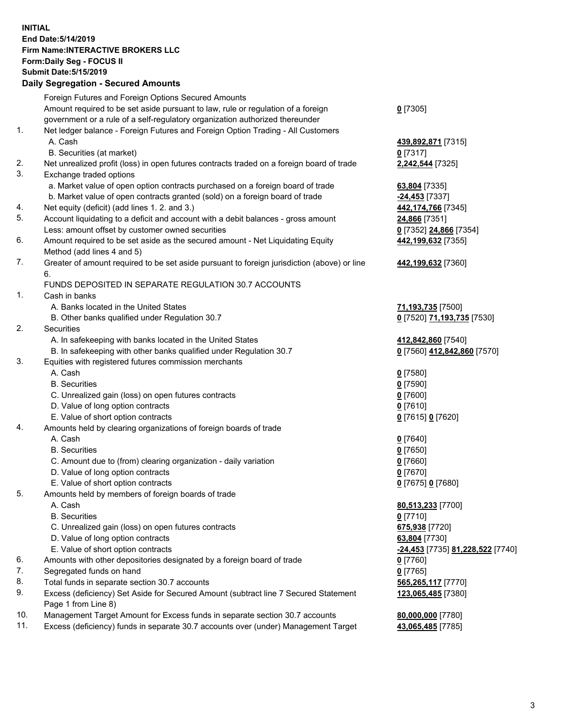**INITIAL**
**End Date:5/14/2019**
**Firm Name:INTERACTIVE BROKERS LLC**
**Form:Daily Seg - FOCUS II**
**Submit Date:5/15/2019**
**Daily Segregation - Secured Amounts**

| | | |
|---|---|---|
| | Foreign Futures and Foreign Options Secured Amounts | |
| | Amount required to be set aside pursuant to law, rule or regulation of a foreign government or a rule of a self-regulatory organization authorized thereunder | **0** [7305] |
| 1. | Net ledger balance - Foreign Futures and Foreign Option Trading - All Customers | |
| | A. Cash | **439,892,871** [7315] |
| | B. Securities (at market) | **0** [7317] |
| 2. | Net unrealized profit (loss) in open futures contracts traded on a foreign board of trade | **2,242,544** [7325] |
| 3. | Exchange traded options | |
| | a. Market value of open option contracts purchased on a foreign board of trade | **63,804** [7335] |
| | b. Market value of open contracts granted (sold) on a foreign board of trade | **-24,453** [7337] |
| 4. | Net equity (deficit) (add lines 1. 2. and 3.) | **442,174,766** [7345] |
| 5. | Account liquidating to a deficit and account with a debit balances - gross amount | **24,866** [7351] |
| | Less: amount offset by customer owned securities | **0** [7352] **24,866** [7354] |
| 6. | Amount required to be set aside as the secured amount - Net Liquidating Equity Method (add lines 4 and 5) | **442,199,632** [7355] |
| 7. | Greater of amount required to be set aside pursuant to foreign jurisdiction (above) or line 6. | **442,199,632** [7360] |
| | FUNDS DEPOSITED IN SEPARATE REGULATION 30.7 ACCOUNTS | |
| 1. | Cash in banks | |
| | A. Banks located in the United States | **71,193,735** [7500] |
| | B. Other banks qualified under Regulation 30.7 | **0** [7520] **71,193,735** [7530] |
| 2. | Securities | |
| | A. In safekeeping with banks located in the United States | **412,842,860** [7540] |
| | B. In safekeeping with other banks qualified under Regulation 30.7 | **0** [7560] **412,842,860** [7570] |
| 3. | Equities with registered futures commission merchants | |
| | A. Cash | **0** [7580] |
| | B. Securities | **0** [7590] |
| | C. Unrealized gain (loss) on open futures contracts | **0** [7600] |
| | D. Value of long option contracts | **0** [7610] |
| | E. Value of short option contracts | **0** [7615] **0** [7620] |
| 4. | Amounts held by clearing organizations of foreign boards of trade | |
| | A. Cash | **0** [7640] |
| | B. Securities | **0** [7650] |
| | C. Amount due to (from) clearing organization - daily variation | **0** [7660] |
| | D. Value of long option contracts | **0** [7670] |
| | E. Value of short option contracts | **0** [7675] **0** [7680] |
| 5. | Amounts held by members of foreign boards of trade | |
| | A. Cash | **80,513,233** [7700] |
| | B. Securities | **0** [7710] |
| | C. Unrealized gain (loss) on open futures contracts | **675,938** [7720] |
| | D. Value of long option contracts | **63,804** [7730] |
| | E. Value of short option contracts | **-24,453** [7735] **81,228,522** [7740] |
| 6. | Amounts with other depositories designated by a foreign board of trade | **0** [7760] |
| 7. | Segregated funds on hand | **0** [7765] |
| 8. | Total funds in separate section 30.7 accounts | **565,265,117** [7770] |
| 9. | Excess (deficiency) Set Aside for Secured Amount (subtract line 7 Secured Statement Page 1 from Line 8) | **123,065,485** [7380] |
| 10. | Management Target Amount for Excess funds in separate section 30.7 accounts | **80,000,000** [7780] |
| 11. | Excess (deficiency) funds in separate 30.7 accounts over (under) Management Target | **43,065,485** [7785] |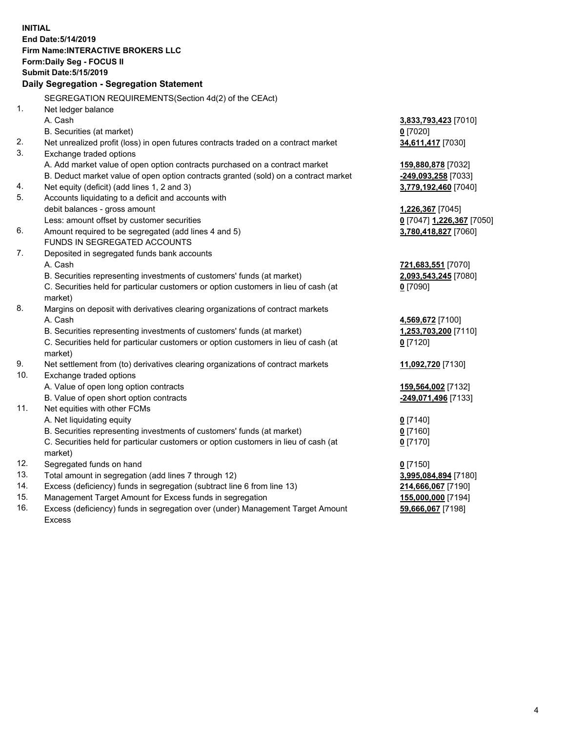**INITIAL**
**End Date:5/14/2019**
**Firm Name:INTERACTIVE BROKERS LLC**
**Form:Daily Seg - FOCUS II**
**Submit Date:5/15/2019**
**Daily Segregation - Segregation Statement**

SEGREGATION REQUIREMENTS(Section 4d(2) of the CEAct)

| | | |
|---|---|---|
| 1. | Net ledger balance | |
| | A. Cash | **3,833,793,423** [7010] |
| | B. Securities (at market) | **0** [7020] |
| 2. | Net unrealized profit (loss) in open futures contracts traded on a contract market | **34,611,417** [7030] |
| 3. | Exchange traded options | |
| | A. Add market value of open option contracts purchased on a contract market | **159,880,878** [7032] |
| | B. Deduct market value of open option contracts granted (sold) on a contract market | **-249,093,258** [7033] |
| 4. | Net equity (deficit) (add lines 1, 2 and 3) | **3,779,192,460** [7040] |
| 5. | Accounts liquidating to a deficit and accounts with | |
| | debit balances - gross amount | **1,226,367** [7045] |
| | Less: amount offset by customer securities | **0** [7047] **1,226,367** [7050] |
| 6. | Amount required to be segregated (add lines 4 and 5) | **3,780,418,827** [7060] |
| | FUNDS IN SEGREGATED ACCOUNTS | |
| 7. | Deposited in segregated funds bank accounts | |
| | A. Cash | **721,683,551** [7070] |
| | B. Securities representing investments of customers' funds (at market) | **2,093,543,245** [7080] |
| | C. Securities held for particular customers or option customers in lieu of cash (at market) | **0** [7090] |
| 8. | Margins on deposit with derivatives clearing organizations of contract markets | |
| | A. Cash | **4,569,672** [7100] |
| | B. Securities representing investments of customers' funds (at market) | **1,253,703,200** [7110] |
| | C. Securities held for particular customers or option customers in lieu of cash (at market) | **0** [7120] |
| 9. | Net settlement from (to) derivatives clearing organizations of contract markets | **11,092,720** [7130] |
| 10. | Exchange traded options | |
| | A. Value of open long option contracts | **159,564,002** [7132] |
| | B. Value of open short option contracts | **-249,071,496** [7133] |
| 11. | Net equities with other FCMs | |
| | A. Net liquidating equity | **0** [7140] |
| | B. Securities representing investments of customers' funds (at market) | **0** [7160] |
| | C. Securities held for particular customers or option customers in lieu of cash (at market) | **0** [7170] |
| 12. | Segregated funds on hand | **0** [7150] |
| 13. | Total amount in segregation (add lines 7 through 12) | **3,995,084,894** [7180] |
| 14. | Excess (deficiency) funds in segregation (subtract line 6 from line 13) | **214,666,067** [7190] |
| 15. | Management Target Amount for Excess funds in segregation | **155,000,000** [7194] |
| 16. | Excess (deficiency) funds in segregation over (under) Management Target Amount Excess | **59,666,067** [7198] |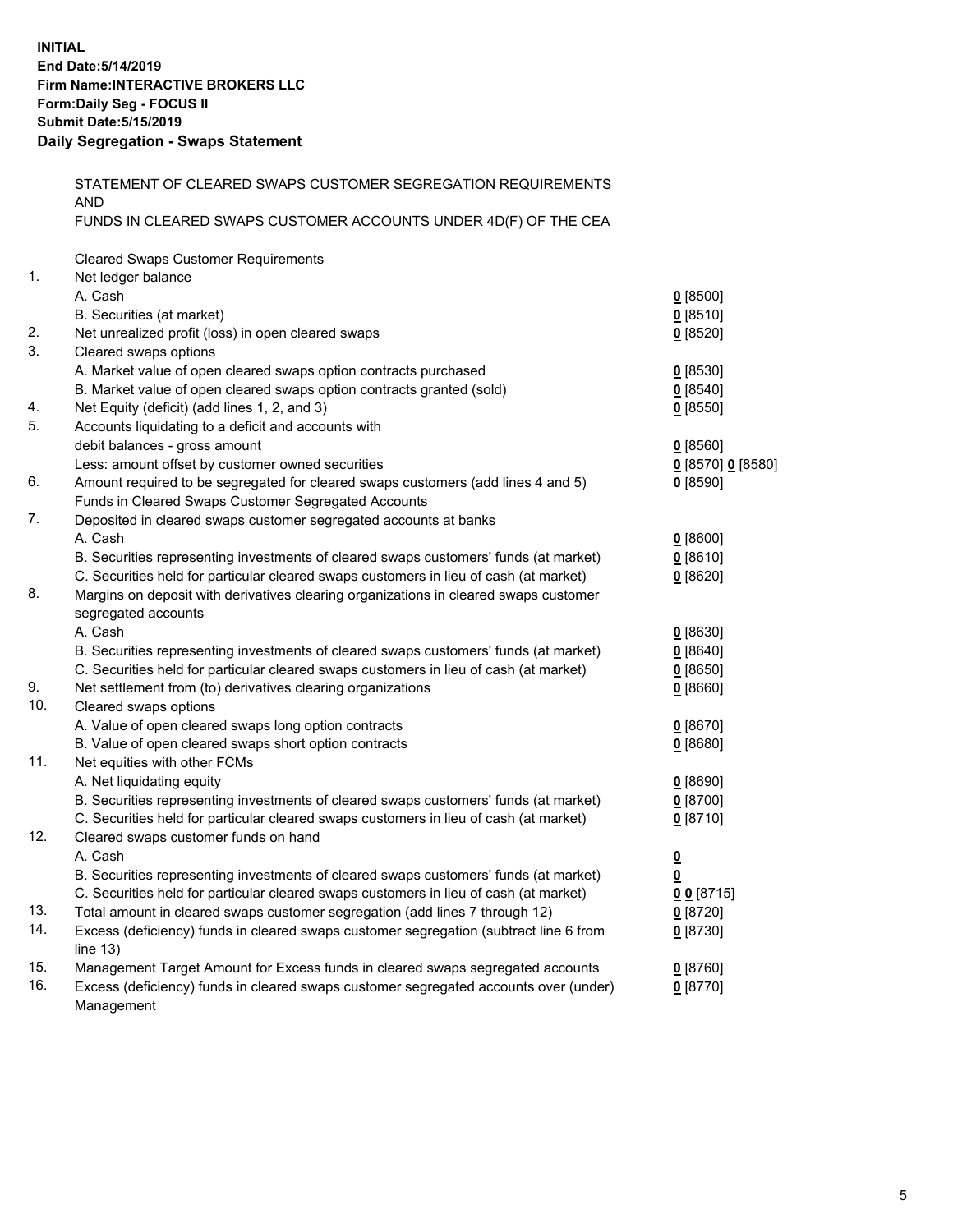**INITIAL**
**End Date:5/14/2019**
**Firm Name:INTERACTIVE BROKERS LLC**
**Form:Daily Seg - FOCUS II**
**Submit Date:5/15/2019**
**Daily Segregation - Swaps Statement**

STATEMENT OF CLEARED SWAPS CUSTOMER SEGREGATION REQUIREMENTS AND FUNDS IN CLEARED SWAPS CUSTOMER ACCOUNTS UNDER 4D(F) OF THE CEA

| | | |
|---|---|---|
| | Cleared Swaps Customer Requirements | |
| 1. | Net ledger balance | |
| | A. Cash | 0 [8500] |
| | B. Securities (at market) | 0 [8510] |
| 2. | Net unrealized profit (loss) in open cleared swaps | 0 [8520] |
| 3. | Cleared swaps options | |
| | A. Market value of open cleared swaps option contracts purchased | 0 [8530] |
| | B. Market value of open cleared swaps option contracts granted (sold) | 0 [8540] |
| 4. | Net Equity (deficit) (add lines 1, 2, and 3) | 0 [8550] |
| 5. | Accounts liquidating to a deficit and accounts with debit balances - gross amount | 0 [8560] |
| | Less: amount offset by customer owned securities | 0 [8570] 0 [8580] |
| 6. | Amount required to be segregated for cleared swaps customers (add lines 4 and 5) | 0 [8590] |
| | Funds in Cleared Swaps Customer Segregated Accounts | |
| 7. | Deposited in cleared swaps customer segregated accounts at banks | |
| | A. Cash | 0 [8600] |
| | B. Securities representing investments of cleared swaps customers' funds (at market) | 0 [8610] |
| | C. Securities held for particular cleared swaps customers in lieu of cash (at market) | 0 [8620] |
| 8. | Margins on deposit with derivatives clearing organizations in cleared swaps customer segregated accounts | |
| | A. Cash | 0 [8630] |
| | B. Securities representing investments of cleared swaps customers' funds (at market) | 0 [8640] |
| | C. Securities held for particular cleared swaps customers in lieu of cash (at market) | 0 [8650] |
| 9. | Net settlement from (to) derivatives clearing organizations | 0 [8660] |
| 10. | Cleared swaps options | |
| | A. Value of open cleared swaps long option contracts | 0 [8670] |
| | B. Value of open cleared swaps short option contracts | 0 [8680] |
| 11. | Net equities with other FCMs | |
| | A. Net liquidating equity | 0 [8690] |
| | B. Securities representing investments of cleared swaps customers' funds (at market) | 0 [8700] |
| | C. Securities held for particular cleared swaps customers in lieu of cash (at market) | 0 [8710] |
| 12. | Cleared swaps customer funds on hand | |
| | A. Cash | 0 |
| | B. Securities representing investments of cleared swaps customers' funds (at market) | 0 |
| | C. Securities held for particular cleared swaps customers in lieu of cash (at market) | 0 0 [8715] |
| 13. | Total amount in cleared swaps customer segregation (add lines 7 through 12) | 0 [8720] |
| 14. | Excess (deficiency) funds in cleared swaps customer segregation (subtract line 6 from line 13) | 0 [8730] |
| 15. | Management Target Amount for Excess funds in cleared swaps segregated accounts | 0 [8760] |
| 16. | Excess (deficiency) funds in cleared swaps customer segregated accounts over (under) Management | 0 [8770] |